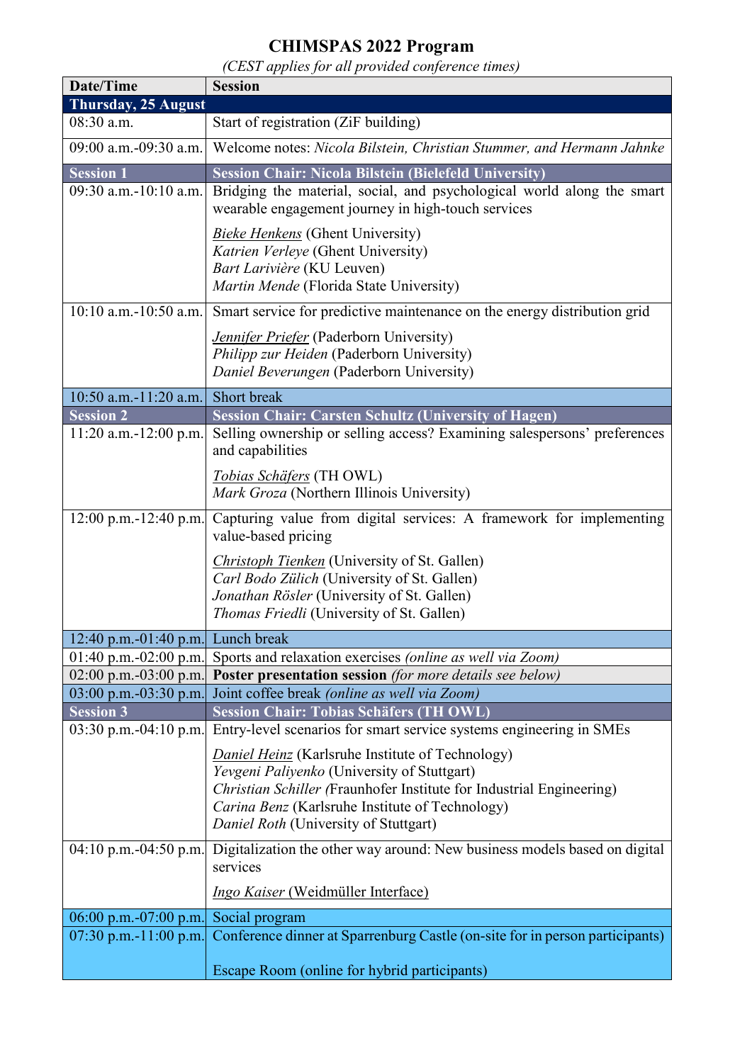# CHIMSPAS 2022 Program

*(CEST applies for all provided conference times)*

| Date/Time | Session |
|---|---|
| **Thursday, 25 August** | |
| 08:30 a.m. | Start of registration (ZiF building) |
| 09:00 a.m.-09:30 a.m. | Welcome notes: *Nicola Bilstein, Christian Stummer, and Hermann Jahnke* |
| **Session 1** | **Session Chair: Nicola Bilstein (Bielefeld University)** |
| 09:30 a.m.-10:10 a.m. | Bridging the material, social, and psychological world along the smart wearable engagement journey in high-touch services<br><br>*Bieke Henkens* (Ghent University)<br>*Katrien Verleye* (Ghent University)<br>*Bart Larivière* (KU Leuven)<br>*Martin Mende* (Florida State University) |
| 10:10 a.m.-10:50 a.m. | Smart service for predictive maintenance on the energy distribution grid<br><br>*Jennifer Priefer* (Paderborn University)<br>*Philipp zur Heiden* (Paderborn University)<br>*Daniel Beverungen* (Paderborn University) |
| 10:50 a.m.-11:20 a.m. | Short break |
| **Session 2** | **Session Chair: Carsten Schultz (University of Hagen)** |
| 11:20 a.m.-12:00 p.m. | Selling ownership or selling access? Examining salespersons' preferences and capabilities<br><br>*Tobias Schäfers* (TH OWL)<br>*Mark Groza* (Northern Illinois University) |
| 12:00 p.m.-12:40 p.m. | Capturing value from digital services: A framework for implementing value-based pricing<br><br>*Christoph Tienken* (University of St. Gallen)<br>*Carl Bodo Zülich* (University of St. Gallen)<br>*Jonathan Rösler* (University of St. Gallen)<br>*Thomas Friedli* (University of St. Gallen) |
| 12:40 p.m.-01:40 p.m. | Lunch break |
| 01:40 p.m.-02:00 p.m. | Sports and relaxation exercises *(online as well via Zoom)* |
| 02:00 p.m.-03:00 p.m. | **Poster presentation session** *(for more details see below)* |
| 03:00 p.m.-03:30 p.m. | Joint coffee break *(online as well via Zoom)* |
| **Session 3** | **Session Chair: Tobias Schäfers (TH OWL)** |
| 03:30 p.m.-04:10 p.m. | Entry-level scenarios for smart service systems engineering in SMEs<br><br>*Daniel Heinz* (Karlsruhe Institute of Technology)<br>*Yevgeni Paliyenko* (University of Stuttgart)<br>*Christian Schiller (*Fraunhofer Institute for Industrial Engineering)<br>*Carina Benz* (Karlsruhe Institute of Technology)<br>*Daniel Roth* (University of Stuttgart) |
| 04:10 p.m.-04:50 p.m. | Digitalization the other way around: New business models based on digital services<br><br>*Ingo Kaiser* (Weidmüller Interface) |
| 06:00 p.m.-07:00 p.m. | Social program |
| 07:30 p.m.-11:00 p.m. | Conference dinner at Sparrenburg Castle (on-site for in person participants)<br><br>Escape Room (online for hybrid participants) |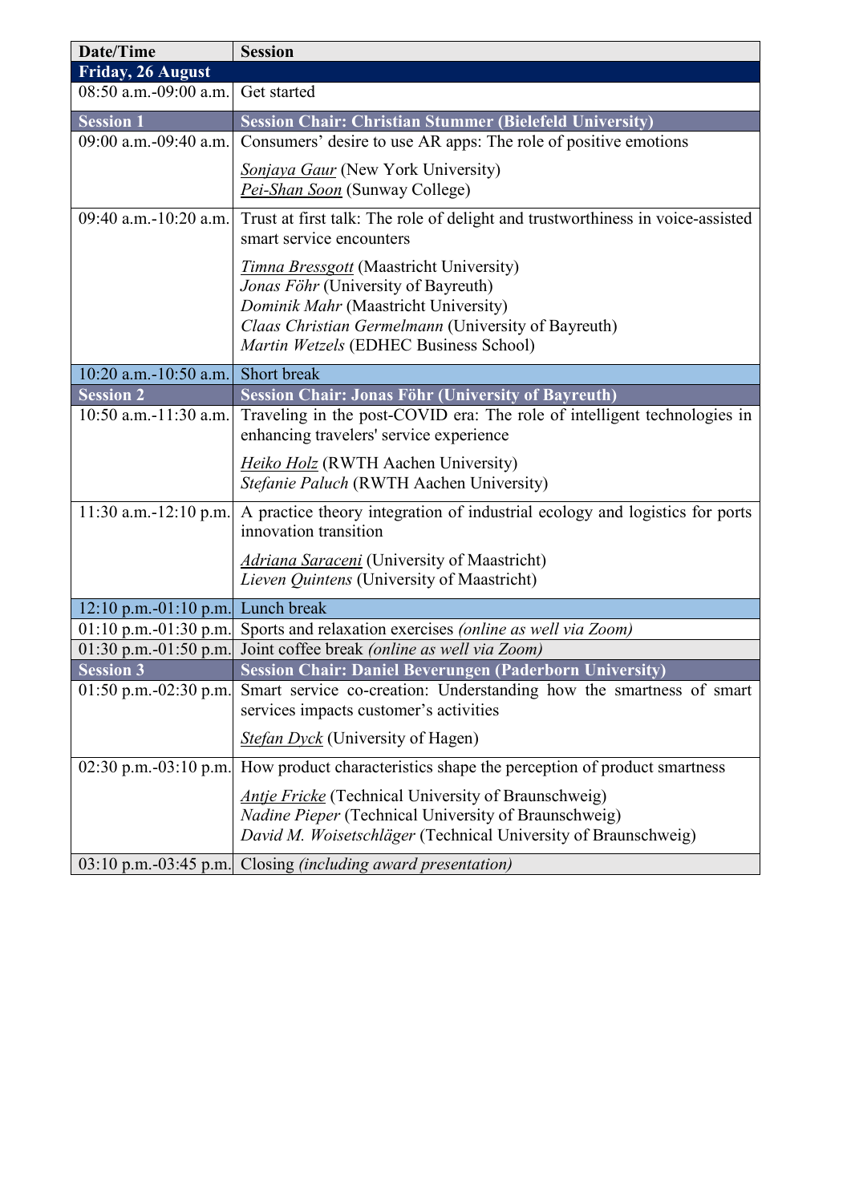| Date/Time | Session |
|---|---|
| **Friday, 26 August** | |
| 08:50 a.m.-09:00 a.m. | Get started |
| **Session 1** | **Session Chair: Christian Stummer (Bielefeld University)** |
| 09:00 a.m.-09:40 a.m. | Consumers' desire to use AR apps: The role of positive emotions<br><br>*Sonjaya Gaur* (New York University)<br>*Pei-Shan Soon* (Sunway College) |
| 09:40 a.m.-10:20 a.m. | Trust at first talk: The role of delight and trustworthiness in voice-assisted smart service encounters<br><br>*Timna Bressgott* (Maastricht University)<br>*Jonas Föhr* (University of Bayreuth)<br>*Dominik Mahr* (Maastricht University)<br>*Claas Christian Germelmann* (University of Bayreuth)<br>*Martin Wetzels* (EDHEC Business School) |
| 10:20 a.m.-10:50 a.m. | Short break |
| **Session 2** | **Session Chair: Jonas Föhr (University of Bayreuth)** |
| 10:50 a.m.-11:30 a.m. | Traveling in the post-COVID era: The role of intelligent technologies in enhancing travelers' service experience<br><br>*Heiko Holz* (RWTH Aachen University)<br>*Stefanie Paluch* (RWTH Aachen University) |
| 11:30 a.m.-12:10 p.m. | A practice theory integration of industrial ecology and logistics for ports innovation transition<br><br>*Adriana Saraceni* (University of Maastricht)<br>*Lieven Quintens* (University of Maastricht) |
| 12:10 p.m.-01:10 p.m. | Lunch break |
| 01:10 p.m.-01:30 p.m. | Sports and relaxation exercises *(online as well via Zoom)* |
| 01:30 p.m.-01:50 p.m. | Joint coffee break *(online as well via Zoom)* |
| **Session 3** | **Session Chair: Daniel Beverungen (Paderborn University)** |
| 01:50 p.m.-02:30 p.m. | Smart service co-creation: Understanding how the smartness of smart services impacts customer's activities<br><br>*Stefan Dyck* (University of Hagen) |
| 02:30 p.m.-03:10 p.m. | How product characteristics shape the perception of product smartness<br><br>*Antje Fricke* (Technical University of Braunschweig)<br>*Nadine Pieper* (Technical University of Braunschweig)<br>*David M. Woisetschläger* (Technical University of Braunschweig) |
| 03:10 p.m.-03:45 p.m. | Closing *(including award presentation)* |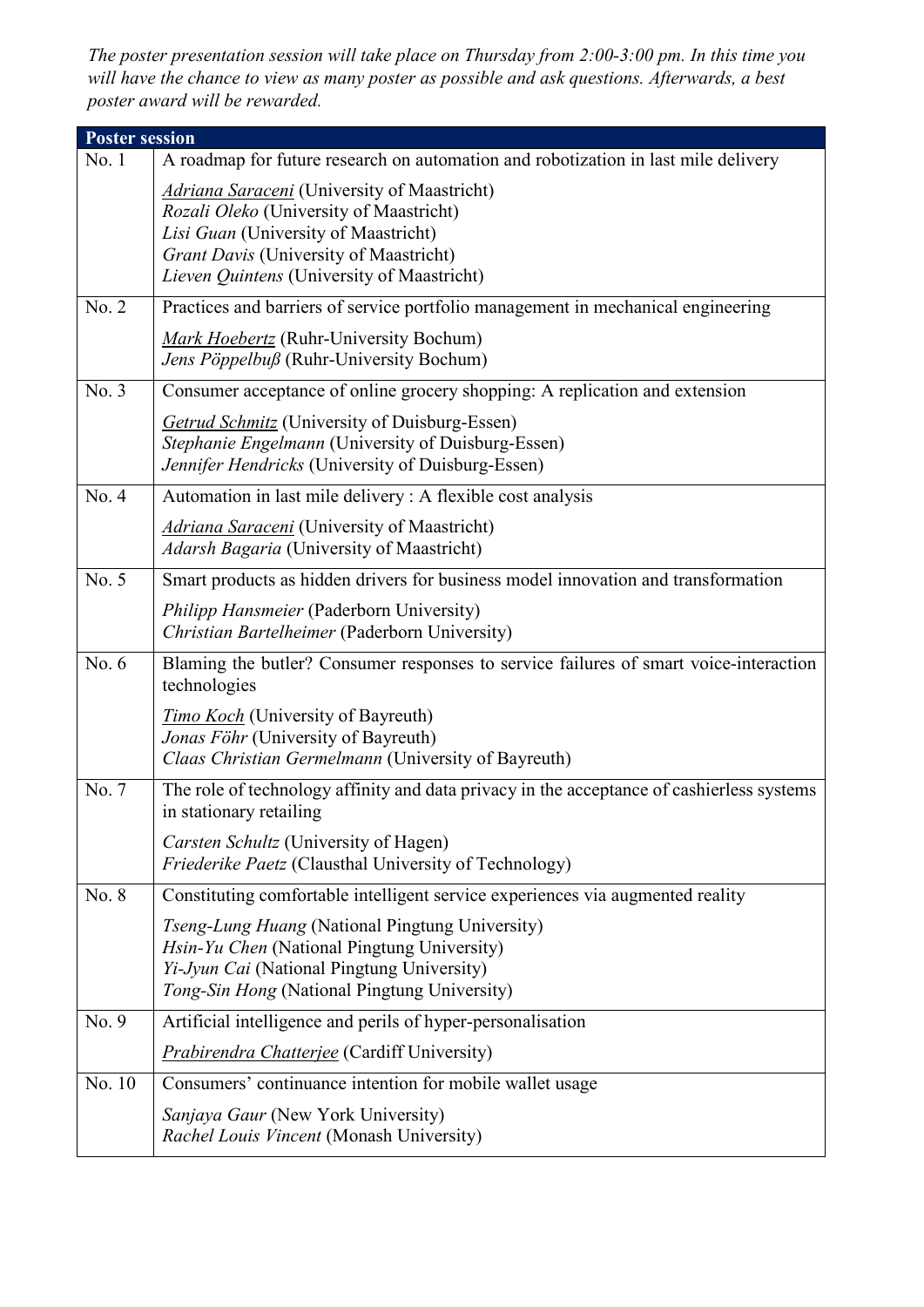*The poster presentation session will take place on Thursday from 2:00-3:00 pm. In this time you will have the chance to view as many poster as possible and ask questions. Afterwards, a best poster award will be rewarded.*

| **Poster session** | |
|---|---|
| No. 1 | A roadmap for future research on automation and robotization in last mile delivery<br><br>*Adriana Saraceni* (University of Maastricht)<br>*Rozali Oleko* (University of Maastricht)<br>*Lisi Guan* (University of Maastricht)<br>*Grant Davis* (University of Maastricht)<br>*Lieven Quintens* (University of Maastricht) |
| No. 2 | Practices and barriers of service portfolio management in mechanical engineering<br><br>*Mark Hoebertz* (Ruhr-University Bochum)<br>*Jens Pöppelbuß* (Ruhr-University Bochum) |
| No. 3 | Consumer acceptance of online grocery shopping: A replication and extension<br><br>*Getrud Schmitz* (University of Duisburg-Essen)<br>*Stephanie Engelmann* (University of Duisburg-Essen)<br>*Jennifer Hendricks* (University of Duisburg-Essen) |
| No. 4 | Automation in last mile delivery : A flexible cost analysis<br><br>*Adriana Saraceni* (University of Maastricht)<br>*Adarsh Bagaria* (University of Maastricht) |
| No. 5 | Smart products as hidden drivers for business model innovation and transformation<br><br>*Philipp Hansmeier* (Paderborn University)<br>*Christian Bartelheimer* (Paderborn University) |
| No. 6 | Blaming the butler? Consumer responses to service failures of smart voice-interaction technologies<br><br>*Timo Koch* (University of Bayreuth)<br>*Jonas Föhr* (University of Bayreuth)<br>*Claas Christian Germelmann* (University of Bayreuth) |
| No. 7 | The role of technology affinity and data privacy in the acceptance of cashierless systems in stationary retailing<br><br>*Carsten Schultz* (University of Hagen)<br>*Friederike Paetz* (Clausthal University of Technology) |
| No. 8 | Constituting comfortable intelligent service experiences via augmented reality<br><br>*Tseng-Lung Huang* (National Pingtung University)<br>*Hsin-Yu Chen* (National Pingtung University)<br>*Yi-Jyun Cai* (National Pingtung University)<br>*Tong-Sin Hong* (National Pingtung University) |
| No. 9 | Artificial intelligence and perils of hyper-personalisation<br><br>*Prabirendra Chatterjee* (Cardiff University) |
| No. 10 | Consumers' continuance intention for mobile wallet usage<br><br>*Sanjaya Gaur* (New York University)<br>*Rachel Louis Vincent* (Monash University) |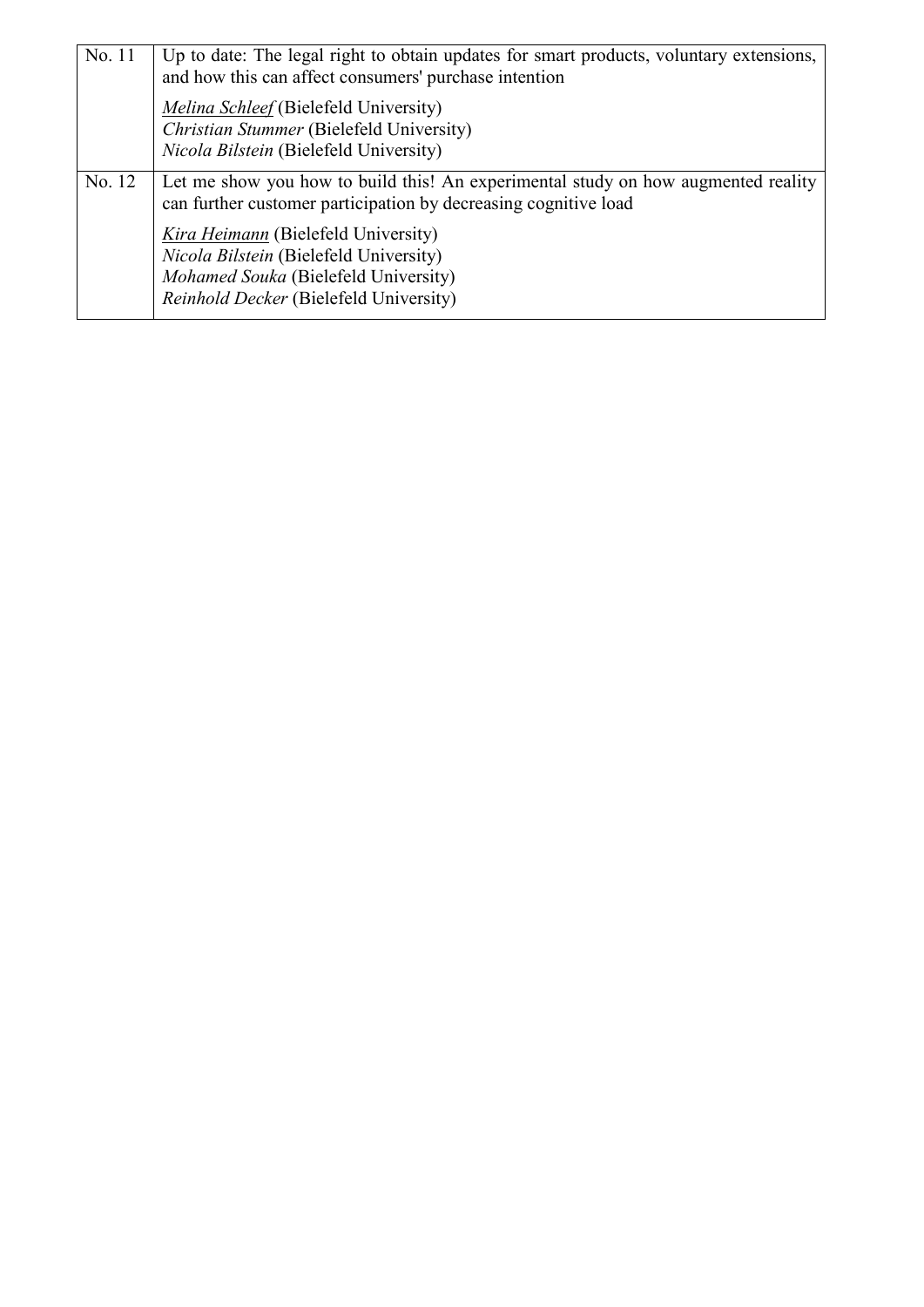| | |
|---|---|
| No. 11 | Up to date: The legal right to obtain updates for smart products, voluntary extensions, and how this can affect consumers' purchase intention<br><br>*Melina Schleef* (Bielefeld University)<br>*Christian Stummer* (Bielefeld University)<br>*Nicola Bilstein* (Bielefeld University) |
| No. 12 | Let me show you how to build this! An experimental study on how augmented reality can further customer participation by decreasing cognitive load<br><br>*Kira Heimann* (Bielefeld University)<br>*Nicola Bilstein* (Bielefeld University)<br>*Mohamed Souka* (Bielefeld University)<br>*Reinhold Decker* (Bielefeld University) |